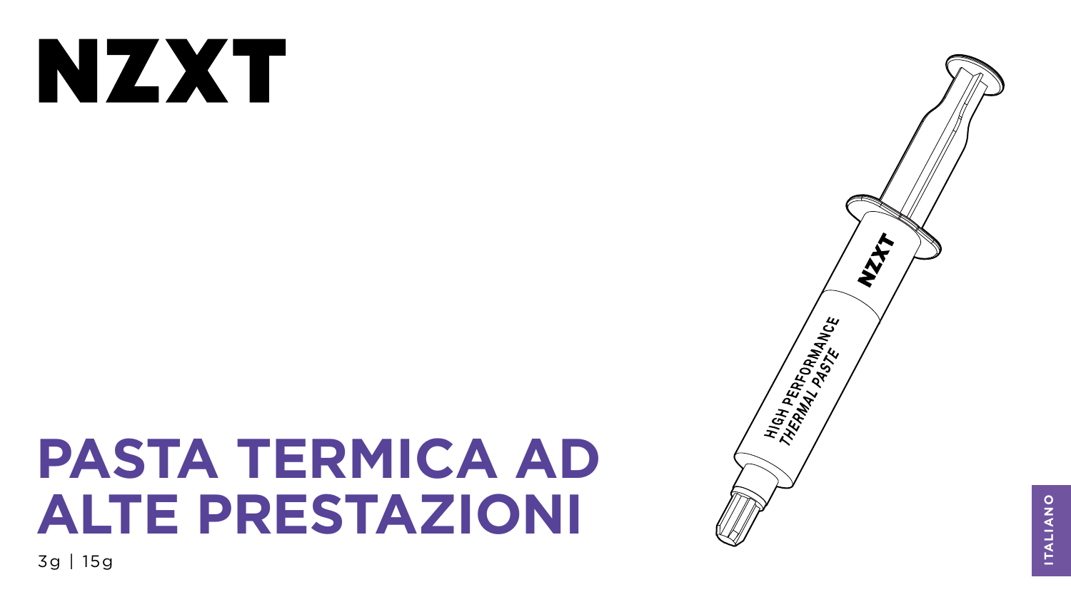# NZXT

# PASTA TERMICA AD ALTE PRESTAZIONI

3g | 15g

ITALIANO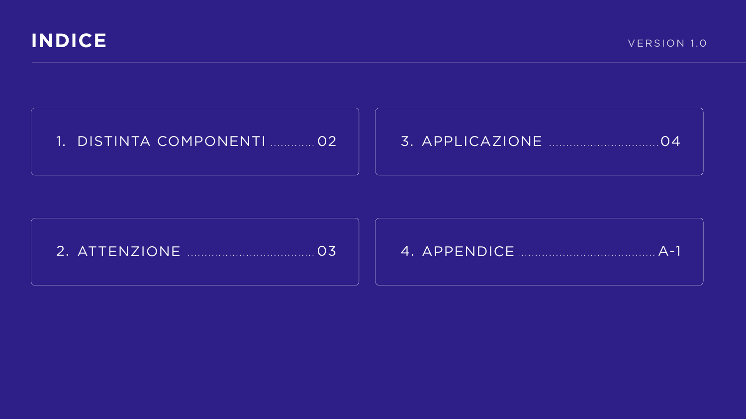# INDICE

VERSION 1.0

1. DISTINTA COMPONENTI ............. 02
2. ATTENZIONE ................................... 03
3. APPLICAZIONE ................................ 04
4. APPENDICE ..................................... A-1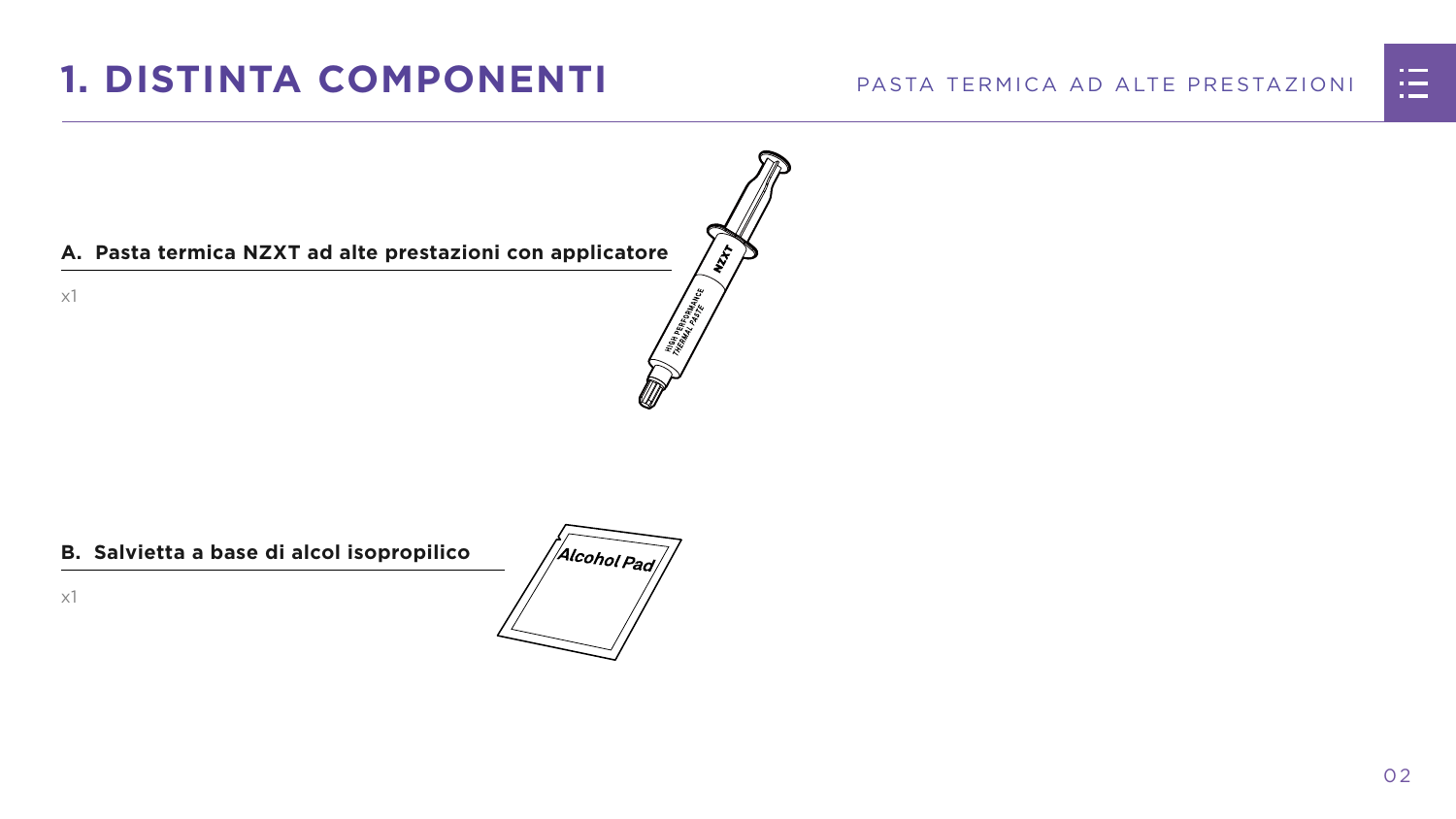# 1. DISTINTA COMPONENTI

**A. Pasta termica NZXT ad alte prestazioni con applicatore**

x1

**B. Salvietta a base di alcol isopropilico**

x1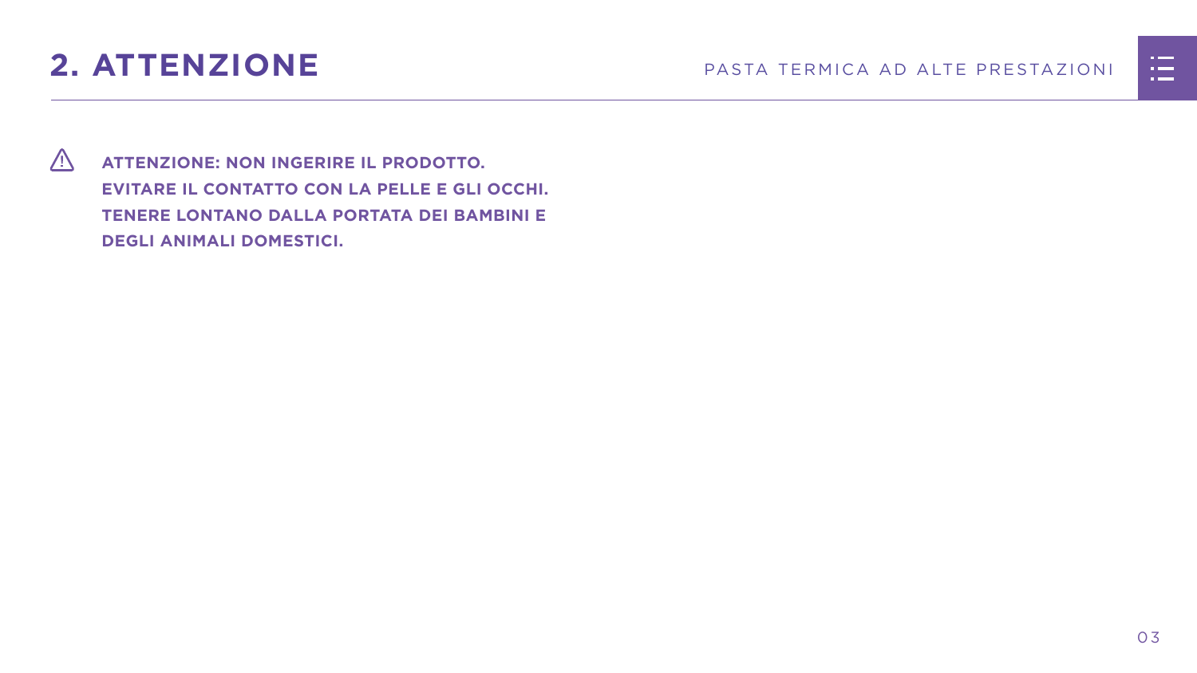## 2. ATTENZIONE

⚠ **ATTENZIONE: NON INGERIRE IL PRODOTTO.**
**EVITARE IL CONTATTO CON LA PELLE E GLI OCCHI.**
**TENERE LONTANO DALLA PORTATA DEI BAMBINI E DEGLI ANIMALI DOMESTICI.**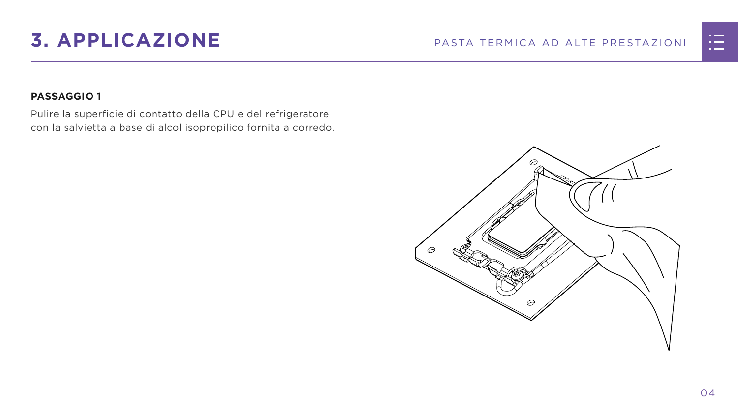# 3. APPLICAZIONE

**PASSAGGIO 1**

Pulire la superficie di contatto della CPU e del refrigeratore con la salvietta a base di alcol isopropilico fornita a corredo.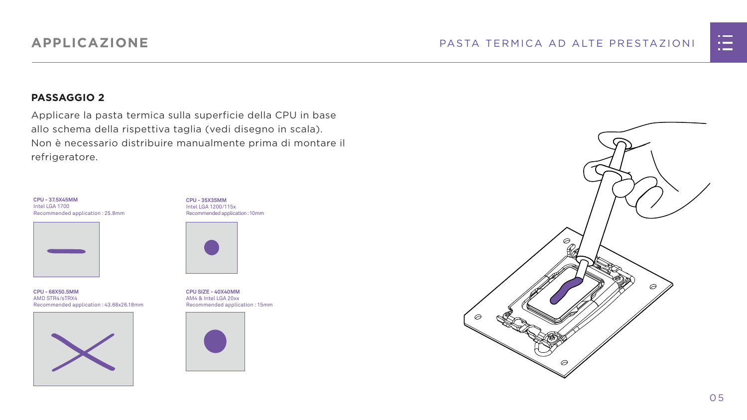# APPLICAZIONE

## PASSAGGIO 2

Applicare la pasta termica sulla superficie della CPU in base allo schema della rispettiva taglia (vedi disegno in scala). Non è necessario distribuire manualmente prima di montare il refrigeratore.

**CPU - 37.5X45MM**
Intel LGA 1700
Recommended application : 25.8mm

**CPU - 35X35MM**
Intel LGA 1200/115x
Recommended application : 10mm

**CPU - 68X50.5MM**
AMD STR4/sTRX4
Recommended application : 43.68x26.18mm

**CPU SIZE - 40X40MM**
AM4 & Intel LGA 20xx
Recommended application : 15mm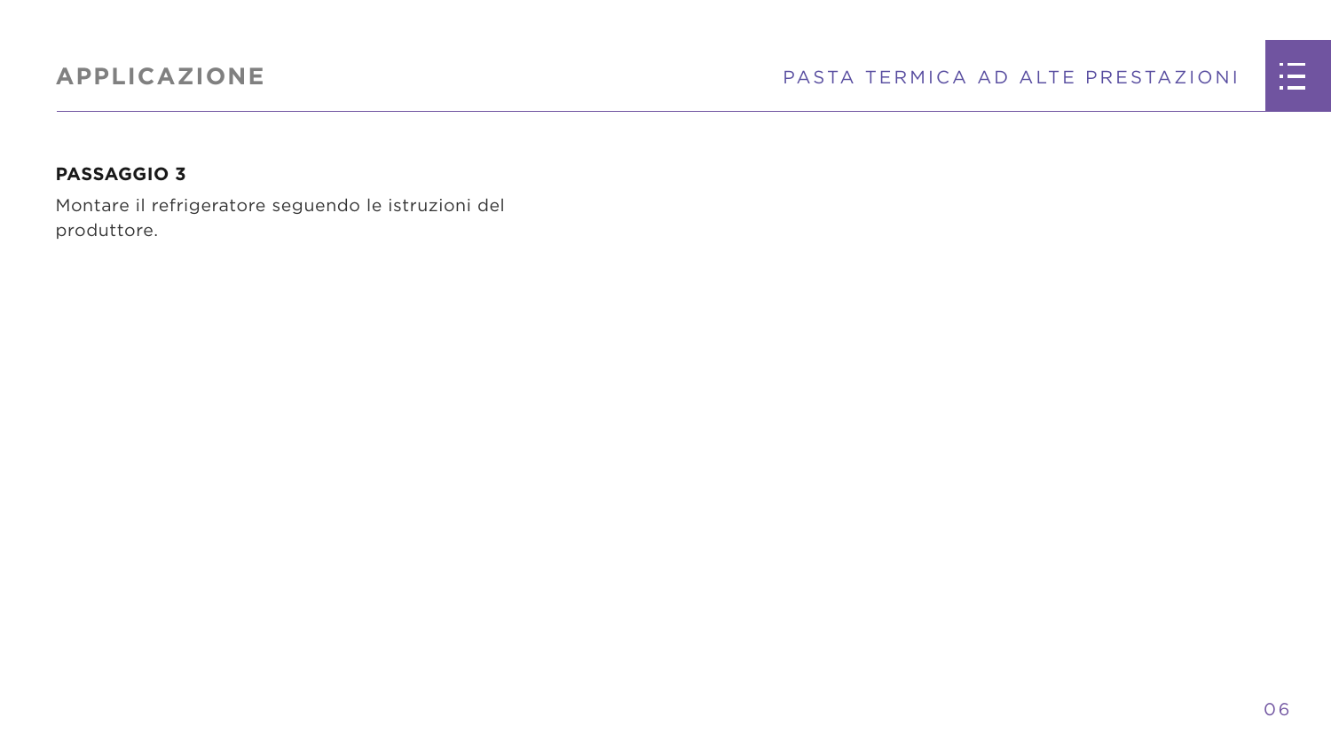## PASSAGGIO 3

Montare il refrigeratore seguendo le istruzioni del produttore.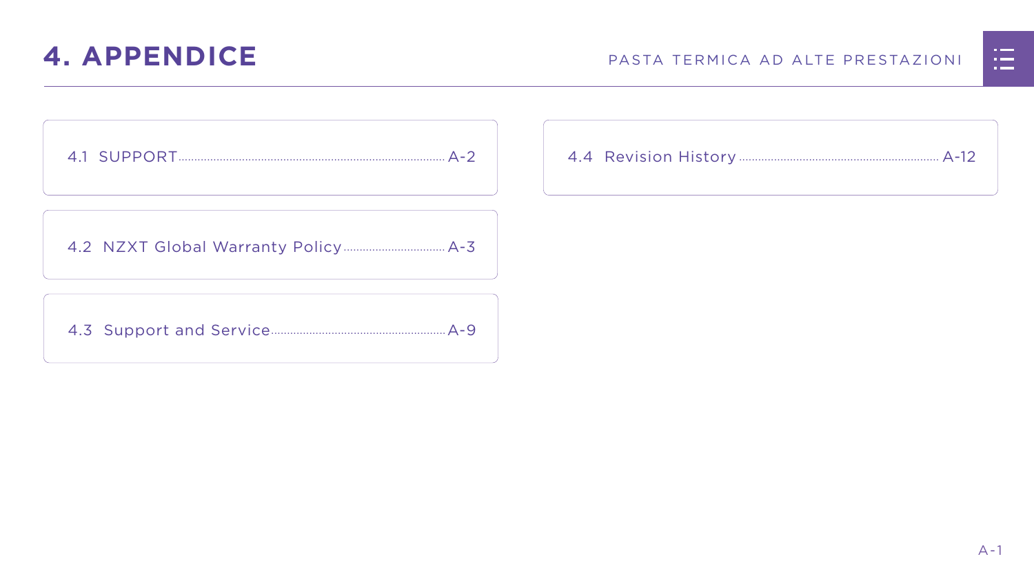# 4. APPENDICE

4.1 SUPPORT ........ A-2

4.2 NZXT Global Warranty Policy ........ A-3

4.3 Support and Service ........ A-9

4.4 Revision History ........ A-12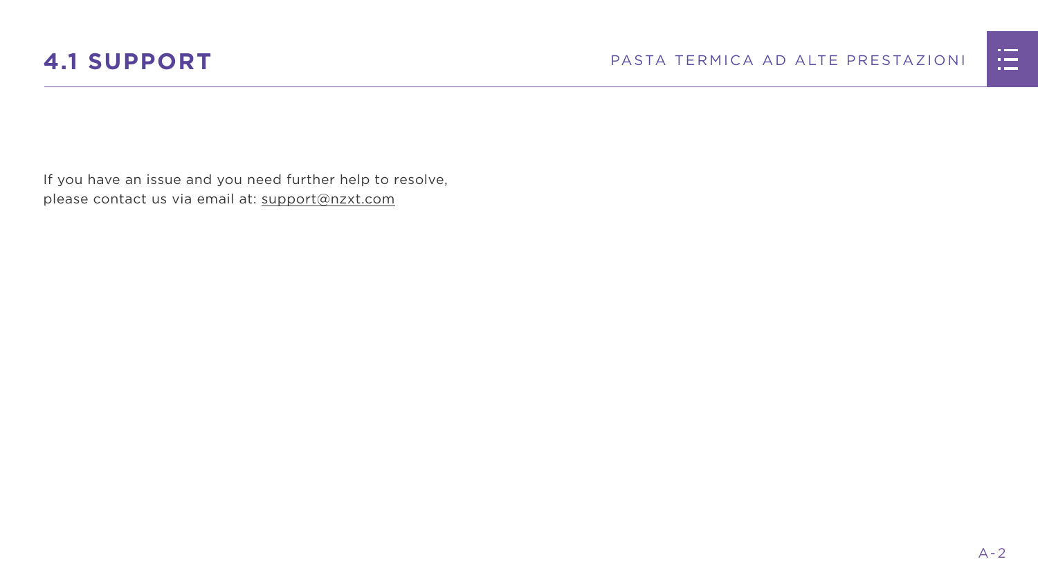# 4.1 SUPPORT

If you have an issue and you need further help to resolve, please contact us via email at: support@nzxt.com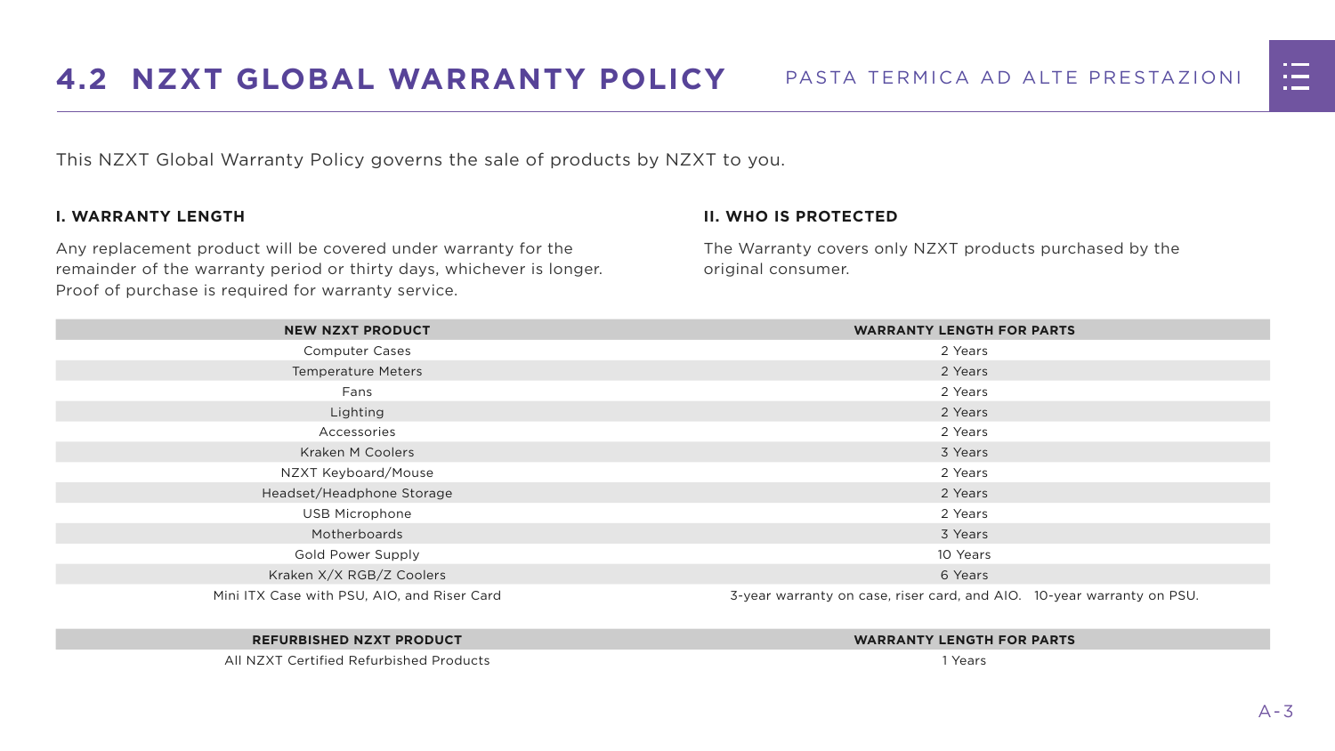## 4.2 NZXT GLOBAL WARRANTY POLICY

This NZXT Global Warranty Policy governs the sale of products by NZXT to you.

### I. WARRANTY LENGTH

Any replacement product will be covered under warranty for the remainder of the warranty period or thirty days, whichever is longer. Proof of purchase is required for warranty service.

### II. WHO IS PROTECTED

The Warranty covers only NZXT products purchased by the original consumer.

| NEW NZXT PRODUCT | WARRANTY LENGTH FOR PARTS |
|---|---|
| Computer Cases | 2 Years |
| Temperature Meters | 2 Years |
| Fans | 2 Years |
| Lighting | 2 Years |
| Accessories | 2 Years |
| Kraken M Coolers | 3 Years |
| NZXT Keyboard/Mouse | 2 Years |
| Headset/Headphone Storage | 2 Years |
| USB Microphone | 2 Years |
| Motherboards | 3 Years |
| Gold Power Supply | 10 Years |
| Kraken X/X RGB/Z Coolers | 6 Years |
| Mini ITX Case with PSU, AIO, and Riser Card | 3-year warranty on case, riser card, and AIO. 10-year warranty on PSU. |

| REFURBISHED NZXT PRODUCT | WARRANTY LENGTH FOR PARTS |
|---|---|
| All NZXT Certified Refurbished Products | 1 Years |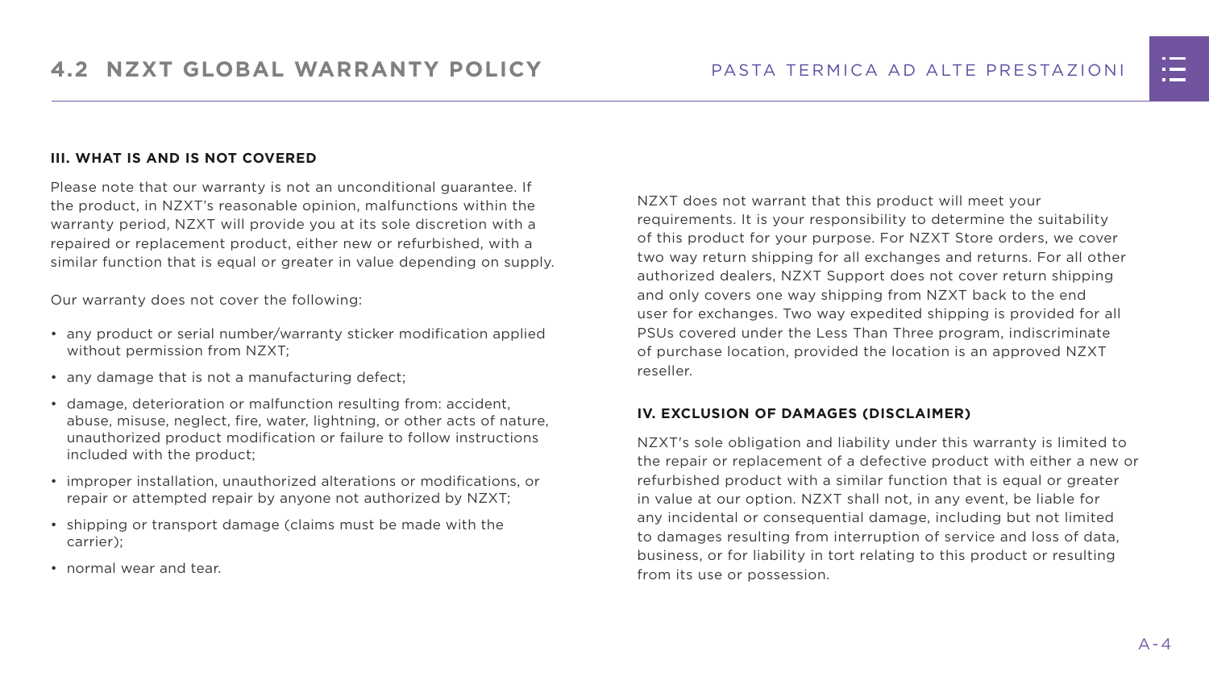### III. WHAT IS AND IS NOT COVERED

Please note that our warranty is not an unconditional guarantee. If the product, in NZXT's reasonable opinion, malfunctions within the warranty period, NZXT will provide you at its sole discretion with a repaired or replacement product, either new or refurbished, with a similar function that is equal or greater in value depending on supply.

Our warranty does not cover the following:

- any product or serial number/warranty sticker modification applied without permission from NZXT;
- any damage that is not a manufacturing defect;
- damage, deterioration or malfunction resulting from: accident, abuse, misuse, neglect, fire, water, lightning, or other acts of nature, unauthorized product modification or failure to follow instructions included with the product;
- improper installation, unauthorized alterations or modifications, or repair or attempted repair by anyone not authorized by NZXT;
- shipping or transport damage (claims must be made with the carrier);
- normal wear and tear.

NZXT does not warrant that this product will meet your requirements. It is your responsibility to determine the suitability of this product for your purpose. For NZXT Store orders, we cover two way return shipping for all exchanges and returns. For all other authorized dealers, NZXT Support does not cover return shipping and only covers one way shipping from NZXT back to the end user for exchanges. Two way expedited shipping is provided for all PSUs covered under the Less Than Three program, indiscriminate of purchase location, provided the location is an approved NZXT reseller.

### IV. EXCLUSION OF DAMAGES (DISCLAIMER)

NZXT's sole obligation and liability under this warranty is limited to the repair or replacement of a defective product with either a new or refurbished product with a similar function that is equal or greater in value at our option. NZXT shall not, in any event, be liable for any incidental or consequential damage, including but not limited to damages resulting from interruption of service and loss of data, business, or for liability in tort relating to this product or resulting from its use or possession.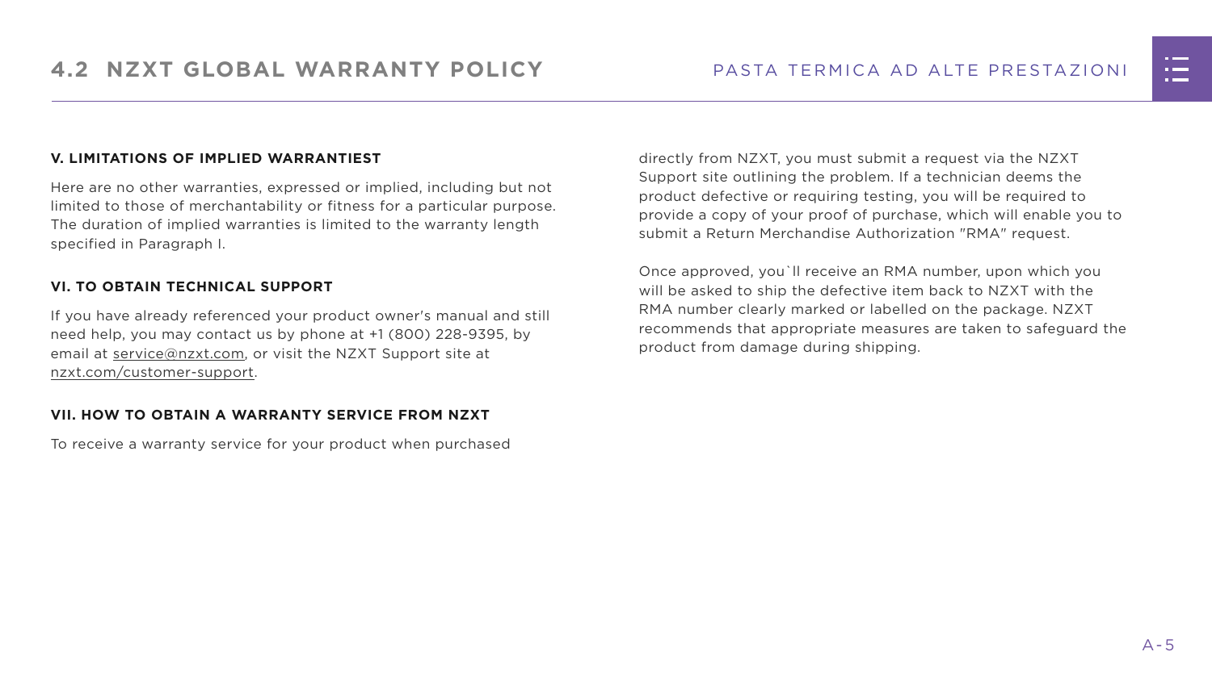### V. LIMITATIONS OF IMPLIED WARRANTIEST

Here are no other warranties, expressed or implied, including but not limited to those of merchantability or fitness for a particular purpose. The duration of implied warranties is limited to the warranty length specified in Paragraph I.

### VI. TO OBTAIN TECHNICAL SUPPORT

If you have already referenced your product owner's manual and still need help, you may contact us by phone at +1 (800) 228-9395, by email at service@nzxt.com, or visit the NZXT Support site at nzxt.com/customer-support.

### VII. HOW TO OBTAIN A WARRANTY SERVICE FROM NZXT

To receive a warranty service for your product when purchased directly from NZXT, you must submit a request via the NZXT Support site outlining the problem. If a technician deems the product defective or requiring testing, you will be required to provide a copy of your proof of purchase, which will enable you to submit a Return Merchandise Authorization "RMA" request.

Once approved, you`ll receive an RMA number, upon which you will be asked to ship the defective item back to NZXT with the RMA number clearly marked or labelled on the package. NZXT recommends that appropriate measures are taken to safeguard the product from damage during shipping.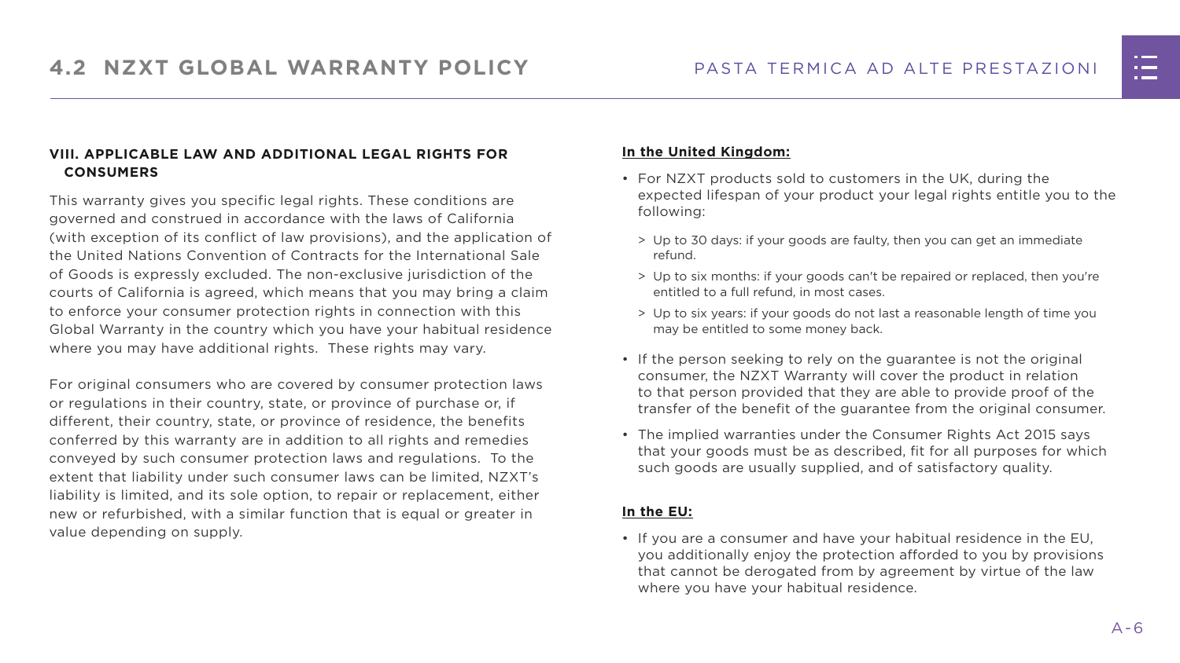### VIII. APPLICABLE LAW AND ADDITIONAL LEGAL RIGHTS FOR CONSUMERS

This warranty gives you specific legal rights. These conditions are governed and construed in accordance with the laws of California (with exception of its conflict of law provisions), and the application of the United Nations Convention of Contracts for the International Sale of Goods is expressly excluded. The non-exclusive jurisdiction of the courts of California is agreed, which means that you may bring a claim to enforce your consumer protection rights in connection with this Global Warranty in the country which you have your habitual residence where you may have additional rights. These rights may vary.

For original consumers who are covered by consumer protection laws or regulations in their country, state, or province of purchase or, if different, their country, state, or province of residence, the benefits conferred by this warranty are in addition to all rights and remedies conveyed by such consumer protection laws and regulations. To the extent that liability under such consumer laws can be limited, NZXT's liability is limited, and its sole option, to repair or replacement, either new or refurbished, with a similar function that is equal or greater in value depending on supply.

**In the United Kingdom:**

- For NZXT products sold to customers in the UK, during the expected lifespan of your product your legal rights entitle you to the following:
  - Up to 30 days: if your goods are faulty, then you can get an immediate refund.
  - Up to six months: if your goods can't be repaired or replaced, then you're entitled to a full refund, in most cases.
  - Up to six years: if your goods do not last a reasonable length of time you may be entitled to some money back.
- If the person seeking to rely on the guarantee is not the original consumer, the NZXT Warranty will cover the product in relation to that person provided that they are able to provide proof of the transfer of the benefit of the guarantee from the original consumer.
- The implied warranties under the Consumer Rights Act 2015 says that your goods must be as described, fit for all purposes for which such goods are usually supplied, and of satisfactory quality.

**In the EU:**

- If you are a consumer and have your habitual residence in the EU, you additionally enjoy the protection afforded to you by provisions that cannot be derogated from by agreement by virtue of the law where you have your habitual residence.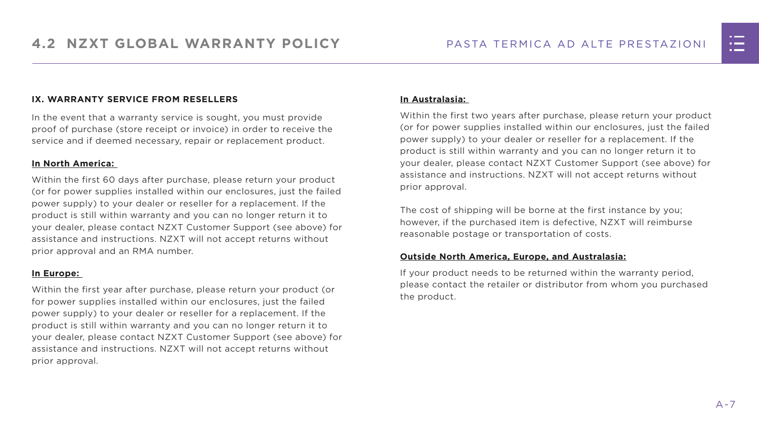### IX. WARRANTY SERVICE FROM RESELLERS

In the event that a warranty service is sought, you must provide proof of purchase (store receipt or invoice) in order to receive the service and if deemed necessary, repair or replacement product.

**In North America:**

Within the first 60 days after purchase, please return your product (or for power supplies installed within our enclosures, just the failed power supply) to your dealer or reseller for a replacement. If the product is still within warranty and you can no longer return it to your dealer, please contact NZXT Customer Support (see above) for assistance and instructions. NZXT will not accept returns without prior approval and an RMA number.

**In Europe:**

Within the first year after purchase, please return your product (or for power supplies installed within our enclosures, just the failed power supply) to your dealer or reseller for a replacement. If the product is still within warranty and you can no longer return it to your dealer, please contact NZXT Customer Support (see above) for assistance and instructions. NZXT will not accept returns without prior approval.

**In Australasia:**

Within the first two years after purchase, please return your product (or for power supplies installed within our enclosures, just the failed power supply) to your dealer or reseller for a replacement. If the product is still within warranty and you can no longer return it to your dealer, please contact NZXT Customer Support (see above) for assistance and instructions. NZXT will not accept returns without prior approval.

The cost of shipping will be borne at the first instance by you; however, if the purchased item is defective, NZXT will reimburse reasonable postage or transportation of costs.

**Outside North America, Europe, and Australasia:**

If your product needs to be returned within the warranty period, please contact the retailer or distributor from whom you purchased the product.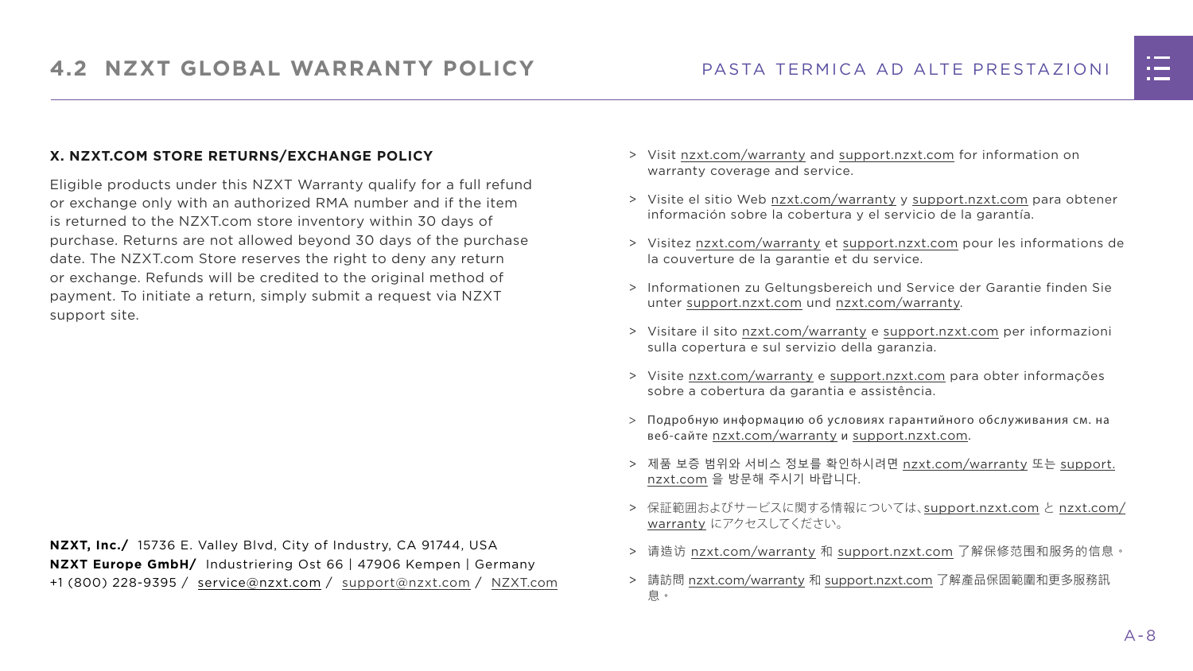### X. NZXT.COM STORE RETURNS/EXCHANGE POLICY

Eligible products under this NZXT Warranty qualify for a full refund or exchange only with an authorized RMA number and if the item is returned to the NZXT.com store inventory within 30 days of purchase. Returns are not allowed beyond 30 days of the purchase date. The NZXT.com Store reserves the right to deny any return or exchange. Refunds will be credited to the original method of payment. To initiate a return, simply submit a request via NZXT support site.

**NZXT, Inc./** 15736 E. Valley Blvd, City of Industry, CA 91744, USA
**NZXT Europe GmbH/** Industriering Ost 66 | 47906 Kempen | Germany
+1 (800) 228-9395 / service@nzxt.com / support@nzxt.com / NZXT.com

> Visit nzxt.com/warranty and support.nzxt.com for information on warranty coverage and service.

> Visite el sitio Web nzxt.com/warranty y support.nzxt.com para obtener información sobre la cobertura y el servicio de la garantía.

> Visitez nzxt.com/warranty et support.nzxt.com pour les informations de la couverture de la garantie et du service.

> Informationen zu Geltungsbereich und Service der Garantie finden Sie unter support.nzxt.com und nzxt.com/warranty.

> Visitare il sito nzxt.com/warranty e support.nzxt.com per informazioni sulla copertura e sul servizio della garanzia.

> Visite nzxt.com/warranty e support.nzxt.com para obter informações sobre a cobertura da garantia e assistência.

> Подробную информацию об условиях гарантийного обслуживания см. на веб-сайте nzxt.com/warranty и support.nzxt.com.

> 제품 보증 범위와 서비스 정보를 확인하시려면 nzxt.com/warranty 또는 support.nzxt.com 을 방문해 주시기 바랍니다.

> 保証範囲およびサービスに関する情報については、support.nzxt.com と nzxt.com/warranty にアクセスしてください。

> 请造访 nzxt.com/warranty 和 support.nzxt.com 了解保修范围和服务的信息。

> 請訪問 nzxt.com/warranty 和 support.nzxt.com 了解產品保固範圍和更多服務訊息。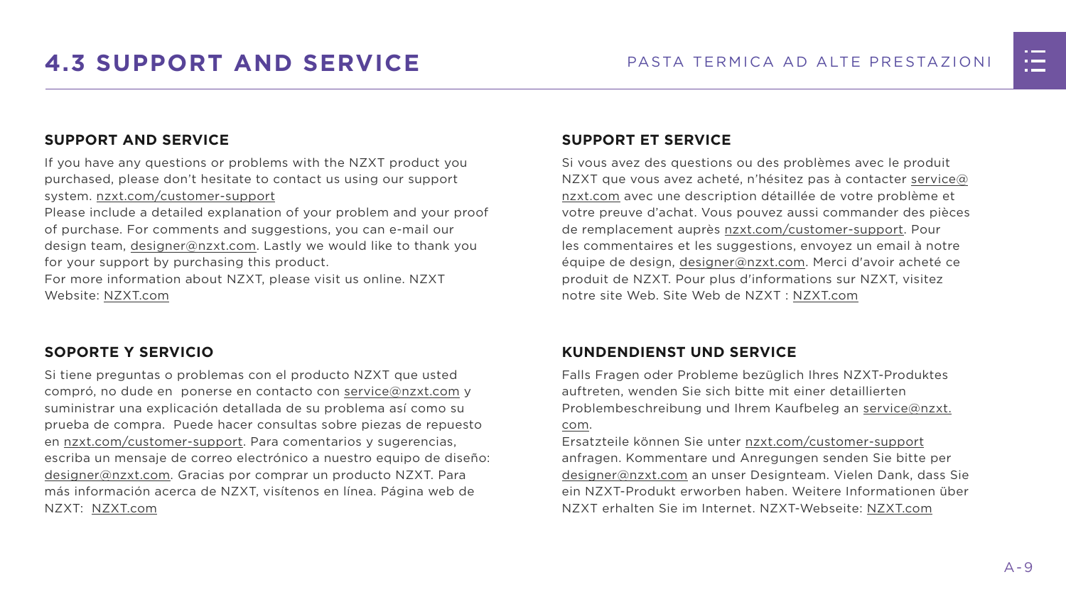# 4.3 SUPPORT AND SERVICE

### SUPPORT AND SERVICE

If you have any questions or problems with the NZXT product you purchased, please don't hesitate to contact us using our support system. nzxt.com/customer-support
Please include a detailed explanation of your problem and your proof of purchase. For comments and suggestions, you can e-mail our design team, designer@nzxt.com. Lastly we would like to thank you for your support by purchasing this product.
For more information about NZXT, please visit us online. NZXT Website: NZXT.com

### SOPORTE Y SERVICIO

Si tiene preguntas o problemas con el producto NZXT que usted compró, no dude en ponerse en contacto con service@nzxt.com y suministrar una explicación detallada de su problema así como su prueba de compra. Puede hacer consultas sobre piezas de repuesto en nzxt.com/customer-support. Para comentarios y sugerencias, escriba un mensaje de correo electrónico a nuestro equipo de diseño: designer@nzxt.com. Gracias por comprar un producto NZXT. Para más información acerca de NZXT, visítenos en línea. Página web de NZXT: NZXT.com

### SUPPORT ET SERVICE

Si vous avez des questions ou des problèmes avec le produit NZXT que vous avez acheté, n'hésitez pas à contacter service@nzxt.com avec une description détaillée de votre problème et votre preuve d'achat. Vous pouvez aussi commander des pièces de remplacement auprès nzxt.com/customer-support. Pour les commentaires et les suggestions, envoyez un email à notre équipe de design, designer@nzxt.com. Merci d'avoir acheté ce produit de NZXT. Pour plus d'informations sur NZXT, visitez notre site Web. Site Web de NZXT : NZXT.com

### KUNDENDIENST UND SERVICE

Falls Fragen oder Probleme bezüglich Ihres NZXT-Produktes auftreten, wenden Sie sich bitte mit einer detaillierten Problembeschreibung und Ihrem Kaufbeleg an service@nzxt.com.
Ersatzteile können Sie unter nzxt.com/customer-support anfragen. Kommentare und Anregungen senden Sie bitte per designer@nzxt.com an unser Designteam. Vielen Dank, dass Sie ein NZXT-Produkt erworben haben. Weitere Informationen über NZXT erhalten Sie im Internet. NZXT-Webseite: NZXT.com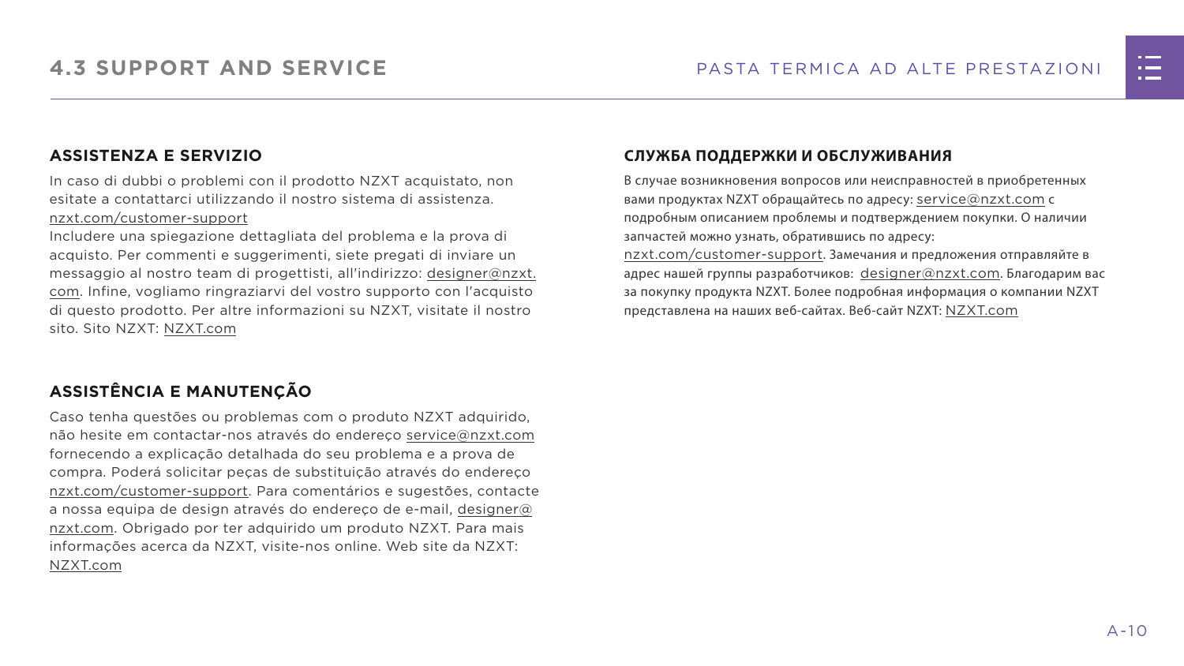## ASSISTENZA E SERVIZIO

In caso di dubbi o problemi con il prodotto NZXT acquistato, non esitate a contattarci utilizzando il nostro sistema di assistenza. nzxt.com/customer-support

Includere una spiegazione dettagliata del problema e la prova di acquisto. Per commenti e suggerimenti, siete pregati di inviare un messaggio al nostro team di progettisti, all'indirizzo: designer@nzxt.com. Infine, vogliamo ringraziarvi del vostro supporto con l'acquisto di questo prodotto. Per altre informazioni su NZXT, visitate il nostro sito. Sito NZXT: NZXT.com

## ASSISTÊNCIA E MANUTENÇÃO

Caso tenha questões ou problemas com o produto NZXT adquirido, não hesite em contactar-nos através do endereço service@nzxt.com fornecendo a explicação detalhada do seu problema e a prova de compra. Poderá solicitar peças de substituição através do endereço nzxt.com/customer-support. Para comentários e sugestões, contacte a nossa equipa de design através do endereço de e-mail, designer@nzxt.com. Obrigado por ter adquirido um produto NZXT. Para mais informações acerca da NZXT, visite-nos online. Web site da NZXT: NZXT.com

## СЛУЖБА ПОДДЕРЖКИ И ОБСЛУЖИВАНИЯ

В случае возникновения вопросов или неисправностей в приобретенных вами продуктах NZXT обращайтесь по адресу: service@nzxt.com с подробным описанием проблемы и подтверждением покупки. О наличии запчастей можно узнать, обратившись по адресу: nzxt.com/customer-support. Замечания и предложения отправляйте в адрес нашей группы разработчиков: designer@nzxt.com. Благодарим вас за покупку продукта NZXT. Более подробная информация о компании NZXT представлена на наших веб-сайтах. Веб-сайт NZXT: NZXT.com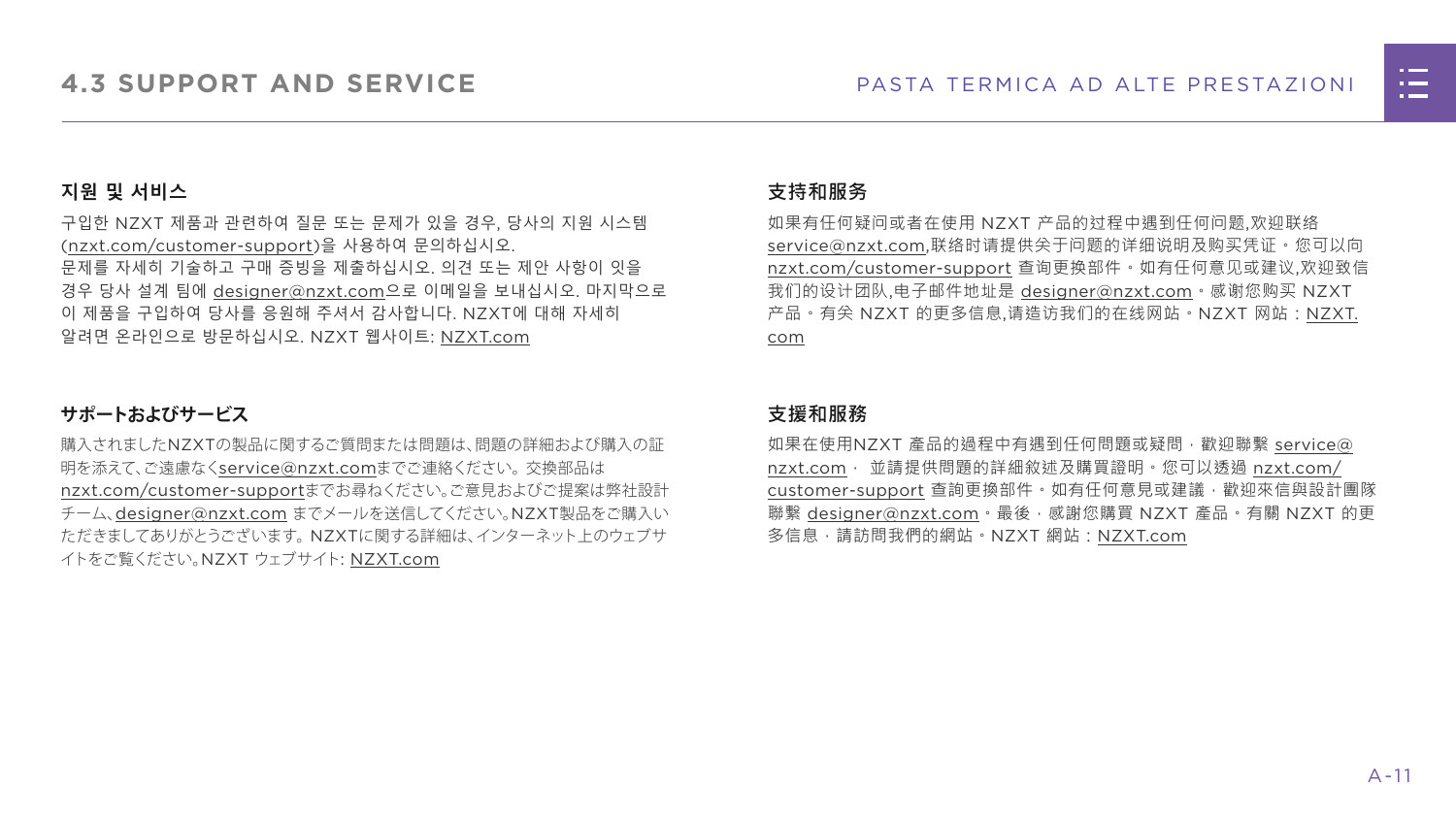# 4.3 SUPPORT AND SERVICE

### 지원 및 서비스

구입한 NZXT 제품과 관련하여 질문 또는 문제가 있을 경우, 당사의 지원 시스템 (nzxt.com/customer-support)을 사용하여 문의하십시오.
문제를 자세히 기술하고 구매 증빙을 제출하십시오. 의견 또는 제안 사항이 잇을 경우 당사 설계 팀에 designer@nzxt.com으로 이메일을 보내십시오. 마지막으로 이 제품을 구입하여 당사를 응원해 주셔서 감사합니다. NZXT에 대해 자세히 알려면 온라인으로 방문하십시오. NZXT 웹사이트: NZXT.com

### サポートおよびサービス

購入されましたNZXTの製品に関するご質問または問題は、問題の詳細および購入の証明を添えて、ご遠慮なくservice@nzxt.comまでご連絡ください。交換部品は nzxt.com/customer-supportまでお尋ねください。ご意見およびご提案は弊社設計チーム、designer@nzxt.com までメールを送信してください。NZXT製品をご購入いただきましてありがとうございます。NZXTに関する詳細は、インターネット上のウェブサイトをご覧ください。NZXT ウェブサイト: NZXT.com

### 支持和服务

如果有任何疑问或者在使用 NZXT 产品的过程中遇到任何问题,欢迎联络 service@nzxt.com,联络时请提供关于问题的详细说明及购买凭证。您可以向 nzxt.com/customer-support 查询更换部件。如有任何意见或建议,欢迎致信我们的设计团队,电子邮件地址是 designer@nzxt.com。感谢您购买 NZXT 产品。有关 NZXT 的更多信息,请造访我们的在线网站。NZXT 网站:NZXT.com

### 支援和服務

如果在使用NZXT 產品的過程中有遇到任何問題或疑問,歡迎聯繫 service@nzxt.com, 並請提供問題的詳細敘述及購買證明。您可以透過 nzxt.com/customer-support 查詢更換部件。如有任何意見或建議,歡迎來信與設計團隊聯繫 designer@nzxt.com。最後,感謝您購買 NZXT 產品。有關 NZXT 的更多信息,請訪問我們的網站。NZXT 網站:NZXT.com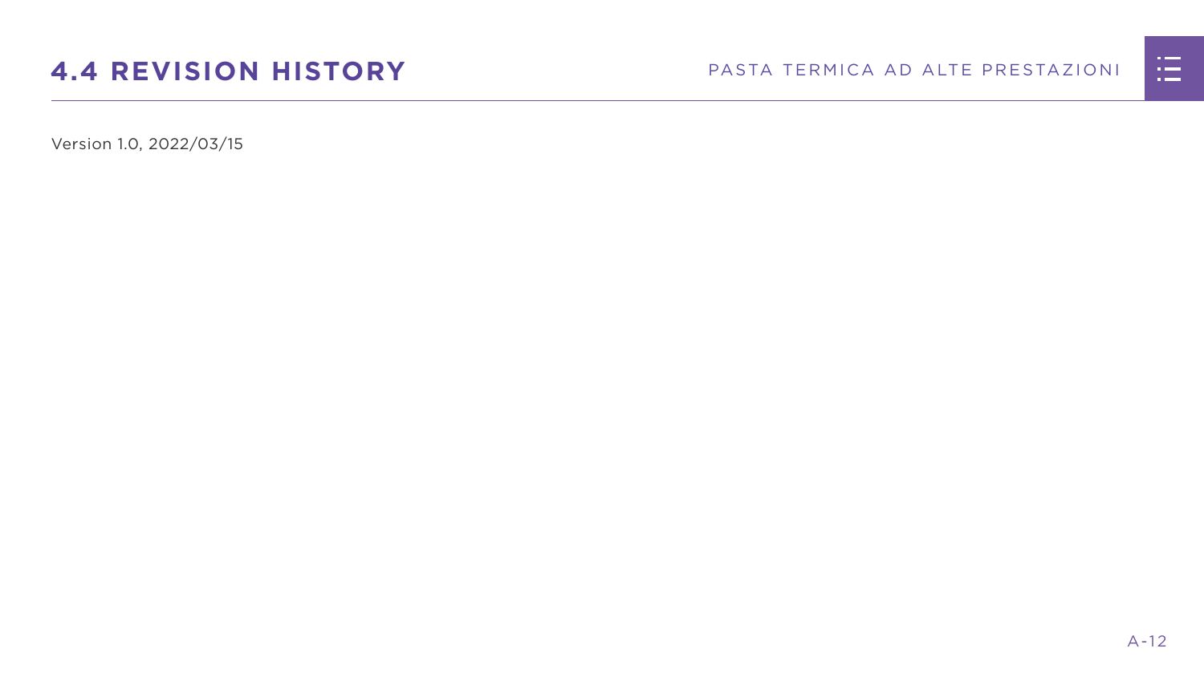## 4.4 REVISION HISTORY

Version 1.0, 2022/03/15